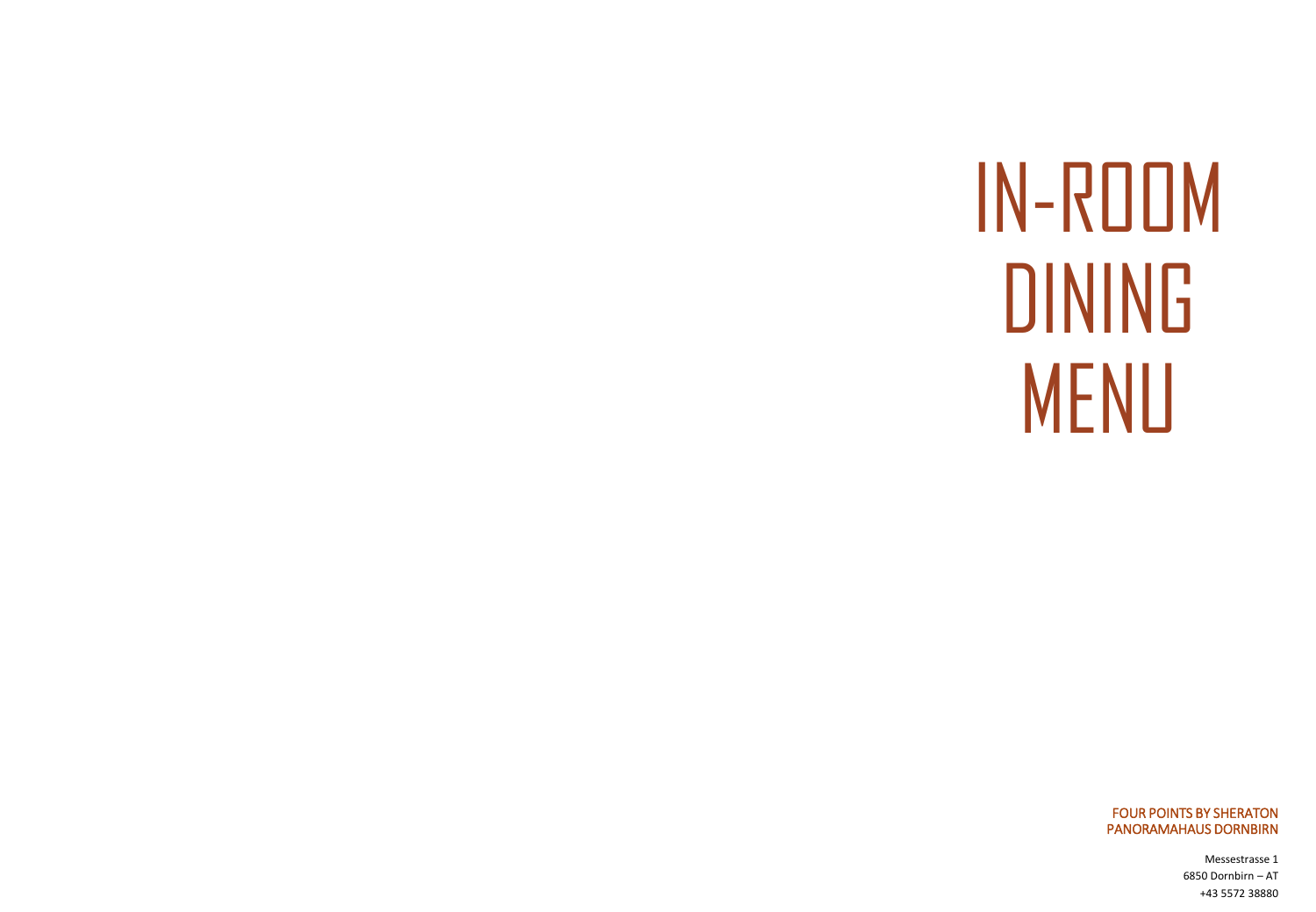# IN-ROOM DINING MENU

FOUR POINTS BY SHERATON
PANORAMAHAUS DORNBIRN

Messestrasse 1
6850 Dornbirn – AT
+43 5572 38880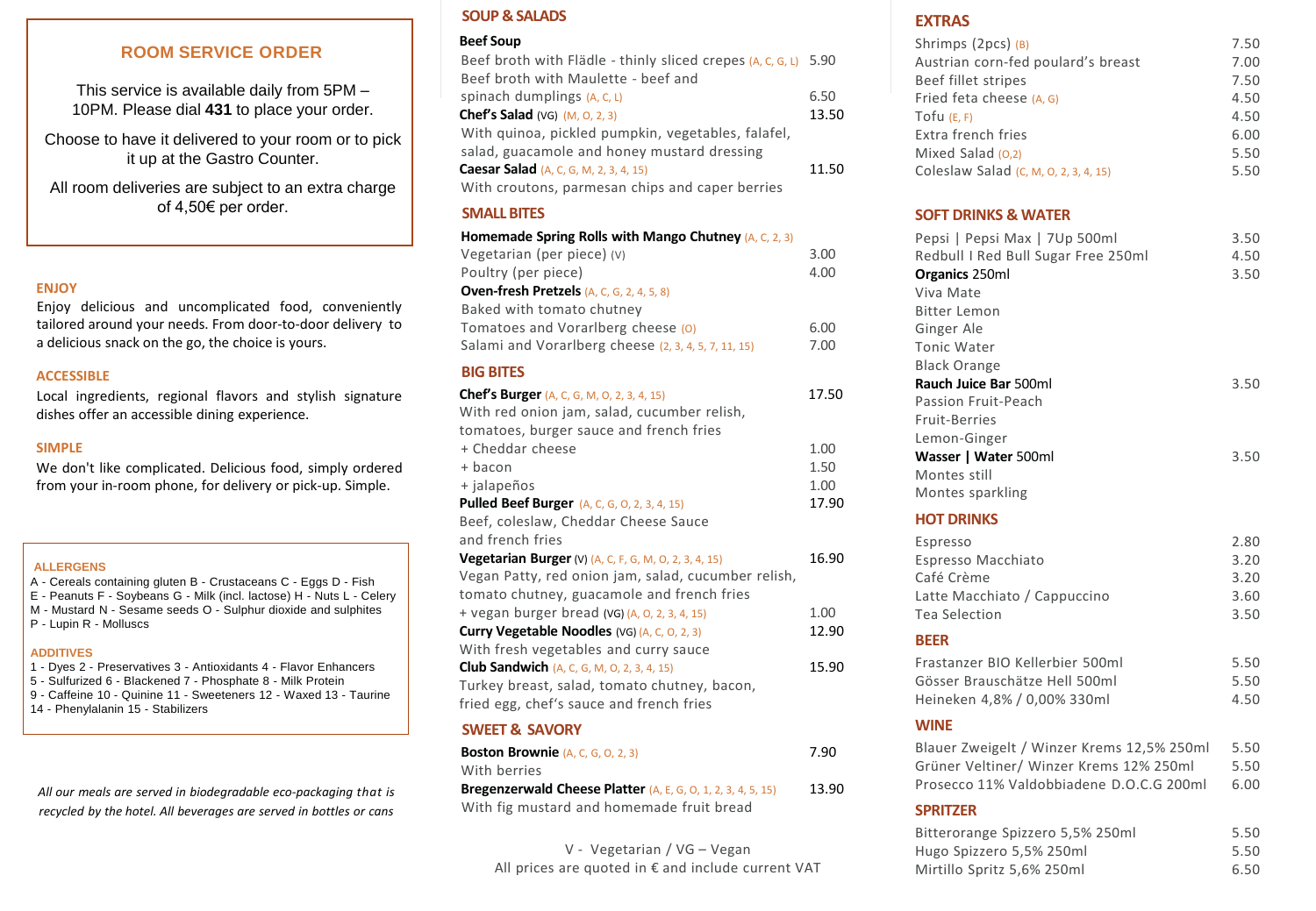## ROOM SERVICE ORDER

This service is available daily from 5PM – 10PM. Please dial **431** to place your order.

Choose to have it delivered to your room or to pick it up at the Gastro Counter.

All room deliveries are subject to an extra charge of 4,50€ per order.

### ENJOY

Enjoy delicious and uncomplicated food, conveniently tailored around your needs. From door-to-door delivery to a delicious snack on the go, the choice is yours.

### ACCESSIBLE

Local ingredients, regional flavors and stylish signature dishes offer an accessible dining experience.

### SIMPLE

We don't like complicated. Delicious food, simply ordered from your in-room phone, for delivery or pick-up. Simple.

### ALLERGENS

A - Cereals containing gluten B - Crustaceans C - Eggs D - Fish
E - Peanuts F - Soybeans G - Milk (incl. lactose) H - Nuts L - Celery
M - Mustard N - Sesame seeds O - Sulphur dioxide and sulphites
P - Lupin R - Molluscs

### ADDITIVES

1 - Dyes 2 - Preservatives 3 - Antioxidants 4 - Flavor Enhancers
5 - Sulfurized 6 - Blackened 7 - Phosphate 8 - Milk Protein
9 - Caffeine 10 - Quinine 11 - Sweeteners 12 - Waxed 13 - Taurine
14 - Phenylalanin 15 - Stabilizers

*All our meals are served in biodegradable eco-packaging that is recycled by the hotel. All beverages are served in bottles or cans*

## SOUP & SALADS

| | |
|---|---|
| **Beef Soup** | |
| Beef broth with Flädle - thinly sliced crepes (A, C, G, L) | 5.90 |
| Beef broth with Maulette - beef and spinach dumplings (A, C, L) | 6.50 |
| **Chef's Salad** (VG) (M, O, 2, 3) | 13.50 |
| With quinoa, pickled pumpkin, vegetables, falafel, salad, guacamole and honey mustard dressing | |
| **Caesar Salad** (A, C, G, M, 2, 3, 4, 15) | 11.50 |
| With croutons, parmesan chips and caper berries | |

## SMALL BITES

| | |
|---|---|
| **Homemade Spring Rolls with Mango Chutney** (A, C, 2, 3) | |
| Vegetarian (per piece) (V) | 3.00 |
| Poultry (per piece) | 4.00 |
| **Oven-fresh Pretzels** (A, C, G, 2, 4, 5, 8) | |
| Baked with tomato chutney | |
| Tomatoes and Vorarlberg cheese (O) | 6.00 |
| Salami and Vorarlberg cheese (2, 3, 4, 5, 7, 11, 15) | 7.00 |

## BIG BITES

| | |
|---|---|
| **Chef's Burger** (A, C, G, M, O, 2, 3, 4, 15) | 17.50 |
| With red onion jam, salad, cucumber relish, tomatoes, burger sauce and french fries | |
| + Cheddar cheese | 1.00 |
| + bacon | 1.50 |
| + jalapeños | 1.00 |
| **Pulled Beef Burger** (A, C, G, O, 2, 3, 4, 15) | 17.90 |
| Beef, coleslaw, Cheddar Cheese Sauce and french fries | |
| **Vegetarian Burger** (V) (A, C, F, G, M, O, 2, 3, 4, 15) | 16.90 |
| Vegan Patty, red onion jam, salad, cucumber relish, tomato chutney, guacamole and french fries | |
| + vegan burger bread (VG) (A, O, 2, 3, 4, 15) | 1.00 |
| **Curry Vegetable Noodles** (VG) (A, C, O, 2, 3) | 12.90 |
| With fresh vegetables and curry sauce | |
| **Club Sandwich** (A, C, G, M, O, 2, 3, 4, 15) | 15.90 |
| Turkey breast, salad, tomato chutney, bacon, fried egg, chef's sauce and french fries | |

## SWEET & SAVORY

| | |
|---|---|
| **Boston Brownie** (A, C, G, O, 2, 3) | 7.90 |
| With berries | |
| **Bregenzerwald Cheese Platter** (A, E, G, O, 1, 2, 3, 4, 5, 15) | 13.90 |
| With fig mustard and homemade fruit bread | |

V - Vegetarian / VG – Vegan
All prices are quoted in € and include current VAT

## EXTRAS

| | |
|---|---|
| Shrimps (2pcs) (B) | 7.50 |
| Austrian corn-fed poulard's breast | 7.00 |
| Beef fillet stripes | 7.50 |
| Fried feta cheese (A, G) | 4.50 |
| Tofu (E, F) | 4.50 |
| Extra french fries | 6.00 |
| Mixed Salad (O,2) | 5.50 |
| Coleslaw Salad (C, M, O, 2, 3, 4, 15) | 5.50 |

## SOFT DRINKS & WATER

| | |
|---|---|
| Pepsi \| Pepsi Max \| 7Up 500ml | 3.50 |
| Redbull I Red Bull Sugar Free 250ml | 4.50 |
| **Organics** 250ml | 3.50 |
| Viva Mate | |
| Bitter Lemon | |
| Ginger Ale | |
| Tonic Water | |
| Black Orange | |
| **Rauch Juice Bar** 500ml | 3.50 |
| Passion Fruit-Peach | |
| Fruit-Berries | |
| Lemon-Ginger | |
| **Wasser \| Water** 500ml | 3.50 |
| Montes still | |
| Montes sparkling | |

## HOT DRINKS

| | |
|---|---|
| Espresso | 2.80 |
| Espresso Macchiato | 3.20 |
| Café Crème | 3.20 |
| Latte Macchiato / Cappuccino | 3.60 |
| Tea Selection | 3.50 |

## BEER

| | |
|---|---|
| Frastanzer BIO Kellerbier 500ml | 5.50 |
| Gösser Brauschätze Hell 500ml | 5.50 |
| Heineken 4,8% / 0,00% 330ml | 4.50 |

## WINE

| | |
|---|---|
| Blauer Zweigelt / Winzer Krems 12,5% 250ml | 5.50 |
| Grüner Veltiner/ Winzer Krems 12% 250ml | 5.50 |
| Prosecco 11% Valdobbiadene D.O.C.G 200ml | 6.00 |

## SPRITZER

| | |
|---|---|
| Bitterorange Spizzero 5,5% 250ml | 5.50 |
| Hugo Spizzero 5,5% 250ml | 5.50 |
| Mirtillo Spritz 5,6% 250ml | 6.50 |